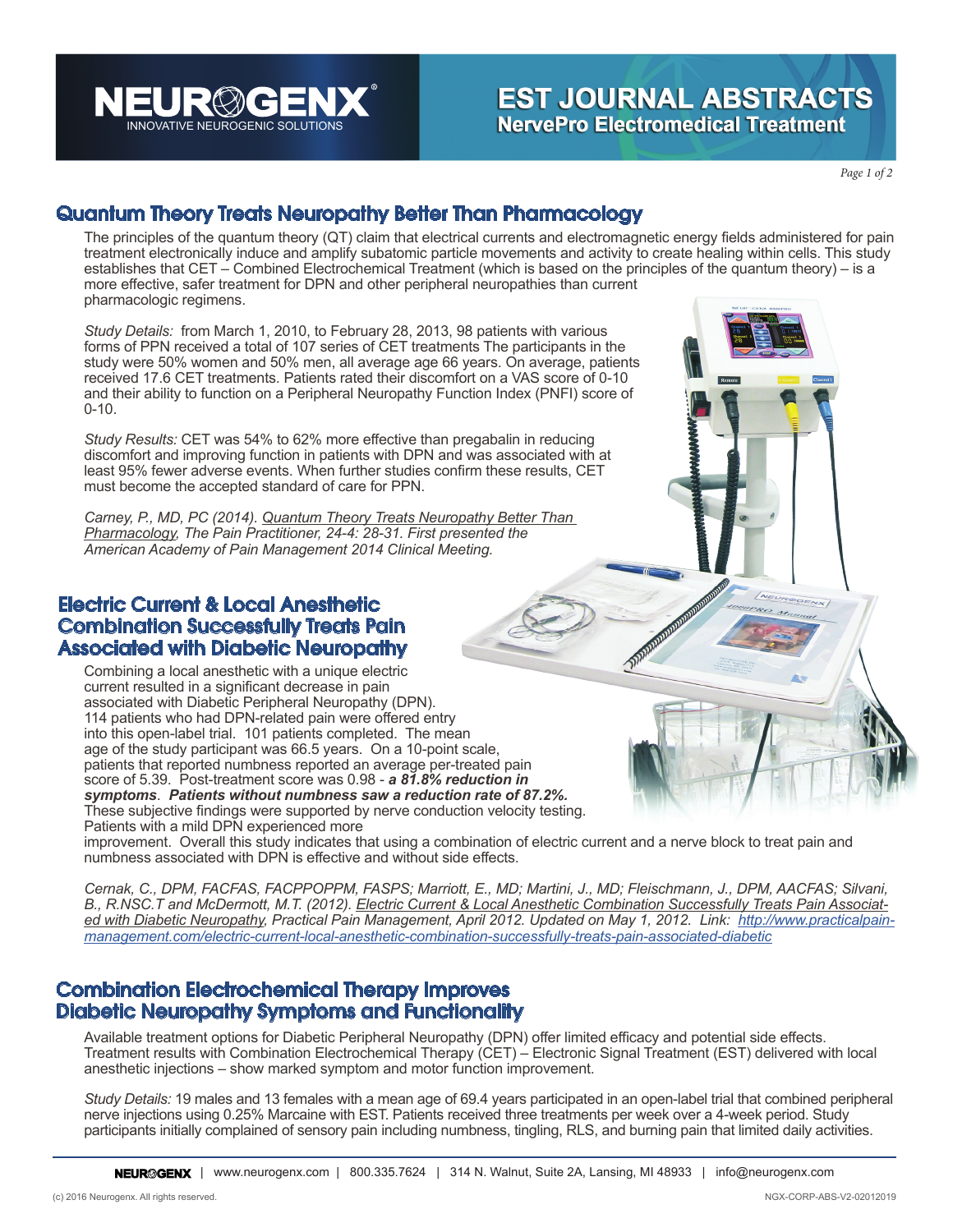# NEUROGENX®

INNOVATIVE NEUROGENIC SOLUTIONS

# EST JOURNAL ABSTRACTS

## NervePro Electromedical Treatment

## Quantum Theory Treats Neuropathy Better Than Pharmacology

The principles of the quantum theory (QT) claim that electrical currents and electromagnetic energy fields administered for pain treatment electronically induce and amplify subatomic particle movements and activity to create healing within cells. This study establishes that CET – Combined Electrochemical Treatment (which is based on the principles of the quantum theory) – is a more effective, safer treatment for DPN and other peripheral neuropathies than current pharmacologic regimens.

*Study Details:* from March 1, 2010, to February 28, 2013, 98 patients with various forms of PPN received a total of 107 series of CET treatments The participants in the study were 50% women and 50% men, all average age 66 years. On average, patients received 17.6 CET treatments. Patients rated their discomfort on a VAS score of 0-10 and their ability to function on a Peripheral Neuropathy Function Index (PNFI) score of 0-10.

*Study Results:* CET was 54% to 62% more effective than pregabalin in reducing discomfort and improving function in patients with DPN and was associated with at least 95% fewer adverse events. When further studies confirm these results, CET must become the accepted standard of care for PPN.

*Carney, P., MD, PC (2014). Quantum Theory Treats Neuropathy Better Than Pharmacology, The Pain Practitioner, 24-4: 28-31. First presented the American Academy of Pain Management 2014 Clinical Meeting.*

## Electric Current & Local Anesthetic Combination Successfully Treats Pain Associated with Diabetic Neuropathy

Combining a local anesthetic with a unique electric current resulted in a significant decrease in pain associated with Diabetic Peripheral Neuropathy (DPN). 114 patients who had DPN-related pain were offered entry into this open-label trial. 101 patients completed. The mean age of the study participant was 66.5 years. On a 10-point scale, patients that reported numbness reported an average per-treated pain score of 5.39. Post-treatment score was 0.98 - ***a 81.8% reduction in symptoms***. ***Patients without numbness saw a reduction rate of 87.2%.*** These subjective findings were supported by nerve conduction velocity testing. Patients with a mild DPN experienced more improvement. Overall this study indicates that using a combination of electric current and a nerve block to treat pain and numbness associated with DPN is effective and without side effects.

*Cernak, C., DPM, FACFAS, FACPPOPPM, FASPS; Marriott, E., MD; Martini, J., MD; Fleischmann, J., DPM, AACFAS; Silvani, B., R.NSC.T and McDermott, M.T. (2012). Electric Current & Local Anesthetic Combination Successfully Treats Pain Associated with Diabetic Neuropathy, Practical Pain Management, April 2012. Updated on May 1, 2012. Link: http://www.practicalpainmanagement.com/electric-current-local-anesthetic-combination-successfully-treats-pain-associated-diabetic*

## Combination Electrochemical Therapy Improves Diabetic Neuropathy Symptoms and Functionality

Available treatment options for Diabetic Peripheral Neuropathy (DPN) offer limited efficacy and potential side effects. Treatment results with Combination Electrochemical Therapy (CET) – Electronic Signal Treatment (EST) delivered with local anesthetic injections – show marked symptom and motor function improvement.

*Study Details:* 19 males and 13 females with a mean age of 69.4 years participated in an open-label trial that combined peripheral nerve injections using 0.25% Marcaine with EST. Patients received three treatments per week over a 4-week period. Study participants initially complained of sensory pain including numbness, tingling, RLS, and burning pain that limited daily activities.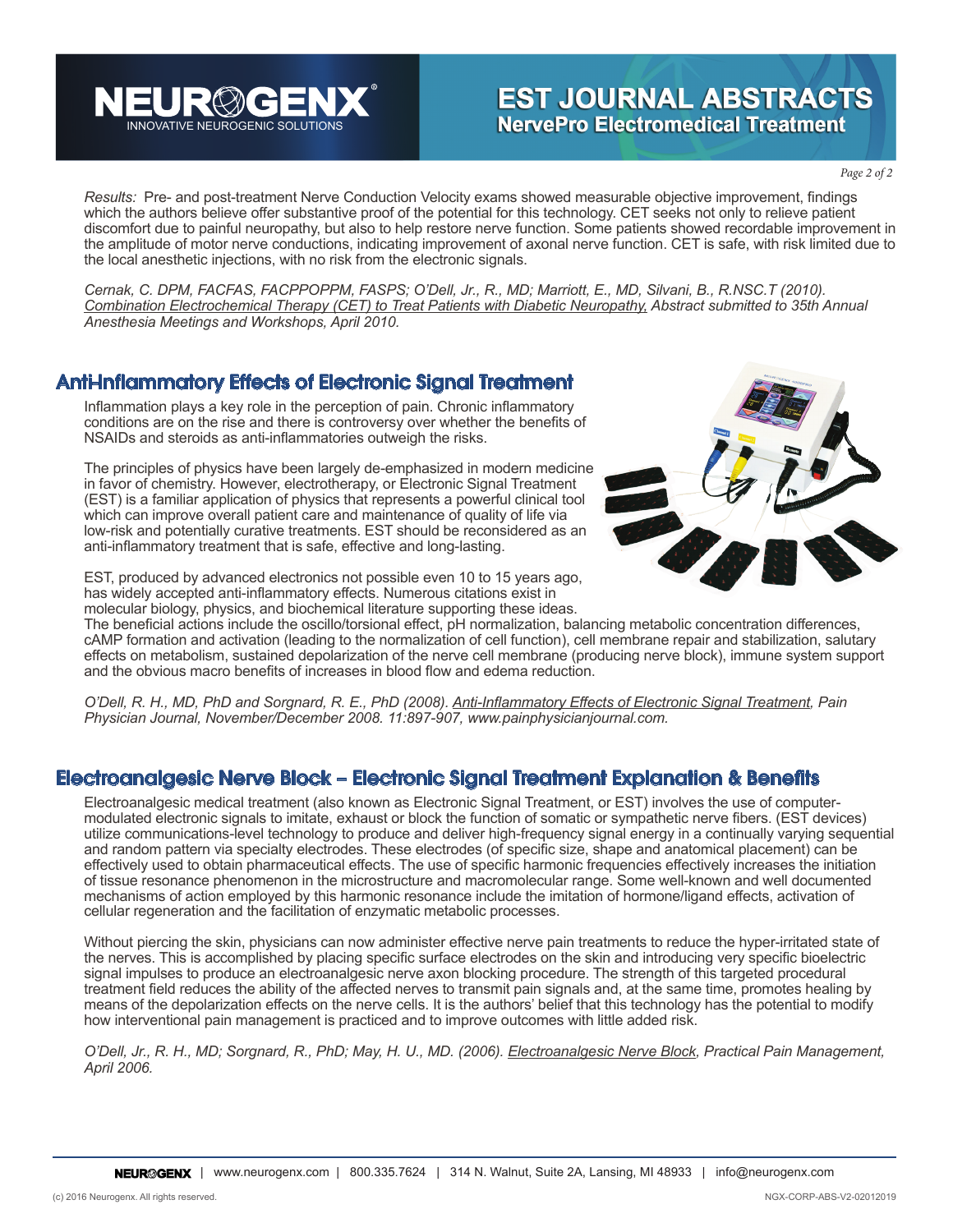*Results:* Pre- and post-treatment Nerve Conduction Velocity exams showed measurable objective improvement, findings which the authors believe offer substantive proof of the potential for this technology. CET seeks not only to relieve patient discomfort due to painful neuropathy, but also to help restore nerve function. Some patients showed recordable improvement in the amplitude of motor nerve conductions, indicating improvement of axonal nerve function. CET is safe, with risk limited due to the local anesthetic injections, with no risk from the electronic signals.

*Cernak, C. DPM, FACFAS, FACPPOPPM, FASPS; O'Dell, Jr., R., MD; Marriott, E., MD, Silvani, B., R.NSC.T (2010). Combination Electrochemical Therapy (CET) to Treat Patients with Diabetic Neuropathy. Abstract submitted to 35th Annual Anesthesia Meetings and Workshops, April 2010.*

## Anti-Inflammatory Effects of Electronic Signal Treatment

Inflammation plays a key role in the perception of pain. Chronic inflammatory conditions are on the rise and there is controversy over whether the benefits of NSAIDs and steroids as anti-inflammatories outweigh the risks.

The principles of physics have been largely de-emphasized in modern medicine in favor of chemistry. However, electrotherapy, or Electronic Signal Treatment (EST) is a familiar application of physics that represents a powerful clinical tool which can improve overall patient care and maintenance of quality of life via low-risk and potentially curative treatments. EST should be reconsidered as an anti-inflammatory treatment that is safe, effective and long-lasting.

EST, produced by advanced electronics not possible even 10 to 15 years ago, has widely accepted anti-inflammatory effects. Numerous citations exist in molecular biology, physics, and biochemical literature supporting these ideas. The beneficial actions include the oscillo/torsional effect, pH normalization, balancing metabolic concentration differences, cAMP formation and activation (leading to the normalization of cell function), cell membrane repair and stabilization, salutary effects on metabolism, sustained depolarization of the nerve cell membrane (producing nerve block), immune system support and the obvious macro benefits of increases in blood flow and edema reduction.

*O'Dell, R. H., MD, PhD and Sorgnard, R. E., PhD (2008). Anti-Inflammatory Effects of Electronic Signal Treatment, Pain Physician Journal, November/December 2008. 11:897-907, www.painphysicianjournal.com.*

## Electroanalgesic Nerve Block – Electronic Signal Treatment Explanation & Benefits

Electroanalgesic medical treatment (also known as Electronic Signal Treatment, or EST) involves the use of computer-modulated electronic signals to imitate, exhaust or block the function of somatic or sympathetic nerve fibers. (EST devices) utilize communications-level technology to produce and deliver high-frequency signal energy in a continually varying sequential and random pattern via specialty electrodes. These electrodes (of specific size, shape and anatomical placement) can be effectively used to obtain pharmaceutical effects. The use of specific harmonic frequencies effectively increases the initiation of tissue resonance phenomenon in the microstructure and macromolecular range. Some well-known and well documented mechanisms of action employed by this harmonic resonance include the imitation of hormone/ligand effects, activation of cellular regeneration and the facilitation of enzymatic metabolic processes.

Without piercing the skin, physicians can now administer effective nerve pain treatments to reduce the hyper-irritated state of the nerves. This is accomplished by placing specific surface electrodes on the skin and introducing very specific bioelectric signal impulses to produce an electroanalgesic nerve axon blocking procedure. The strength of this targeted procedural treatment field reduces the ability of the affected nerves to transmit pain signals and, at the same time, promotes healing by means of the depolarization effects on the nerve cells. It is the authors' belief that this technology has the potential to modify how interventional pain management is practiced and to improve outcomes with little added risk.

*O'Dell, Jr., R. H., MD; Sorgnard, R., PhD; May, H. U., MD. (2006). Electroanalgesic Nerve Block, Practical Pain Management, April 2006.*